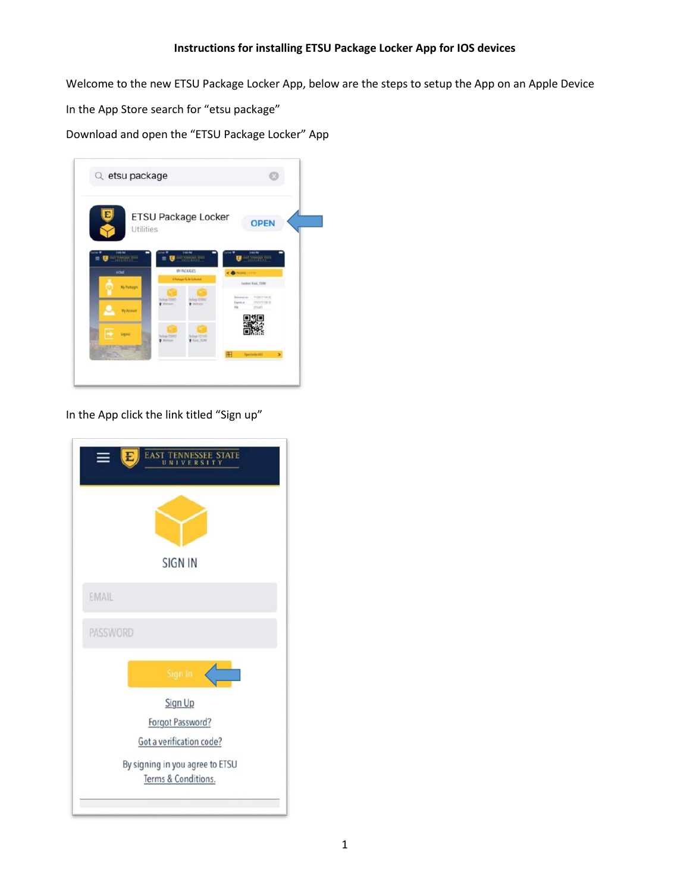# Instructions for installing ETSU Package Locker App for IOS devices

Welcome to the new ETSU Package Locker App, below are the steps to setup the App on an Apple Device

In the App Store search for "etsu package"

Download and open the "ETSU Package Locker" App

In the App click the link titled "Sign up"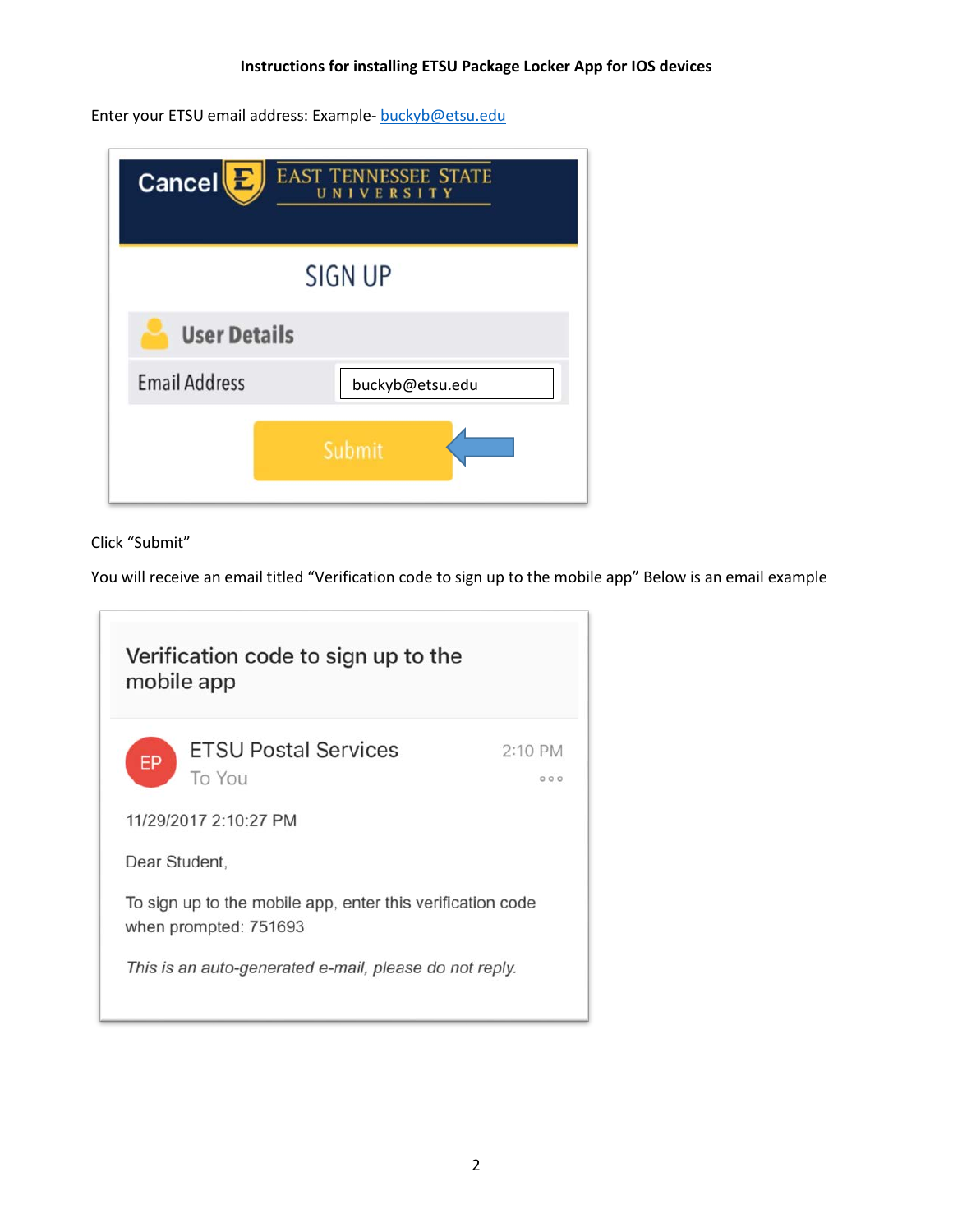**Instructions for installing ETSU Package Locker App for IOS devices**

Enter your ETSU email address: Example- buckyb@etsu.edu

Cancel EAST TENNESSEE STATE UNIVERSITY

SIGN UP

User Details

Email Address buckyb@etsu.edu

Submit

Click "Submit"

You will receive an email titled "Verification code to sign up to the mobile app" Below is an email example

Verification code to sign up to the mobile app

EP ETSU Postal Services 2:10 PM
To You

11/29/2017 2:10:27 PM

Dear Student,

To sign up to the mobile app, enter this verification code when prompted: 751693

*This is an auto-generated e-mail, please do not reply.*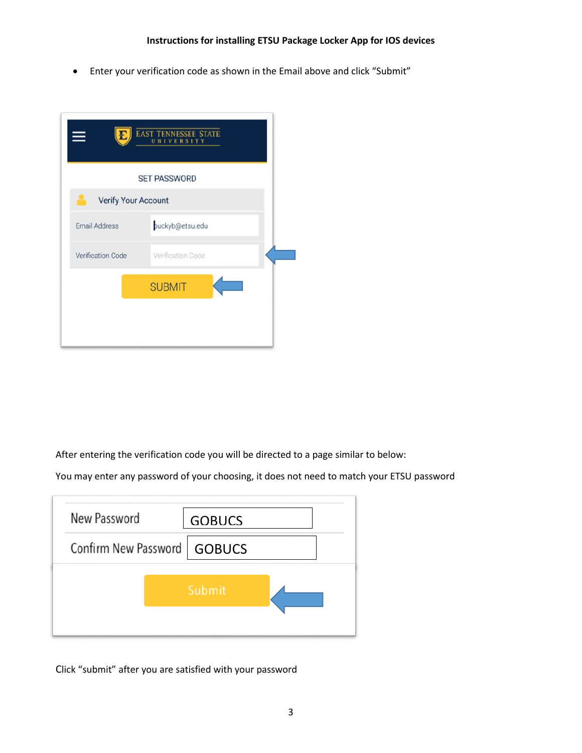**Instructions for installing ETSU Package Locker App for IOS devices**

- Enter your verification code as shown in the Email above and click “Submit”

After entering the verification code you will be directed to a page similar to below:

You may enter any password of your choosing, it does not need to match your ETSU password

Click “submit” after you are satisfied with your password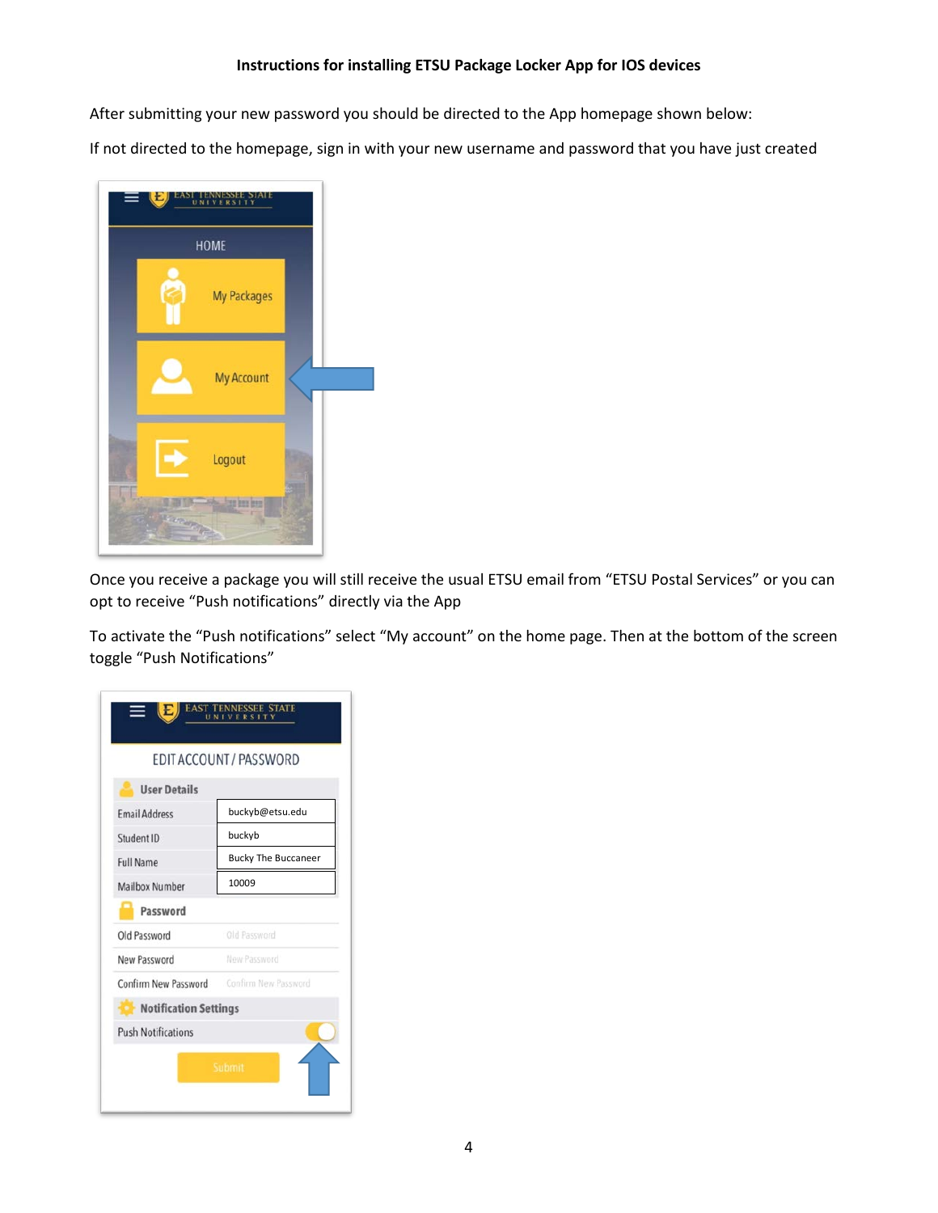**Instructions for installing ETSU Package Locker App for IOS devices**

After submitting your new password you should be directed to the App homepage shown below:

If not directed to the homepage, sign in with your new username and password that you have just created

Once you receive a package you will still receive the usual ETSU email from "ETSU Postal Services" or you can opt to receive "Push notifications" directly via the App

To activate the "Push notifications" select "My account" on the home page. Then at the bottom of the screen toggle "Push Notifications"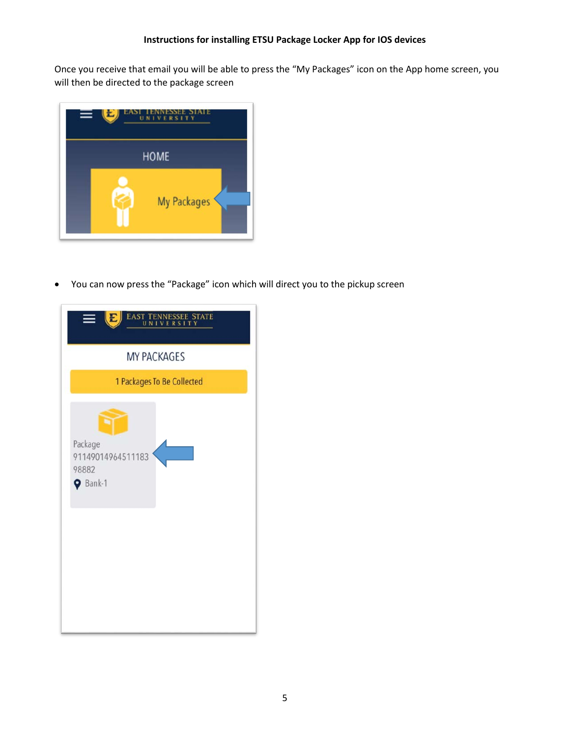**Instructions for installing ETSU Package Locker App for IOS devices**

Once you receive that email you will be able to press the “My Packages” icon on the App home screen, you will then be directed to the package screen

- You can now press the “Package” icon which will direct you to the pickup screen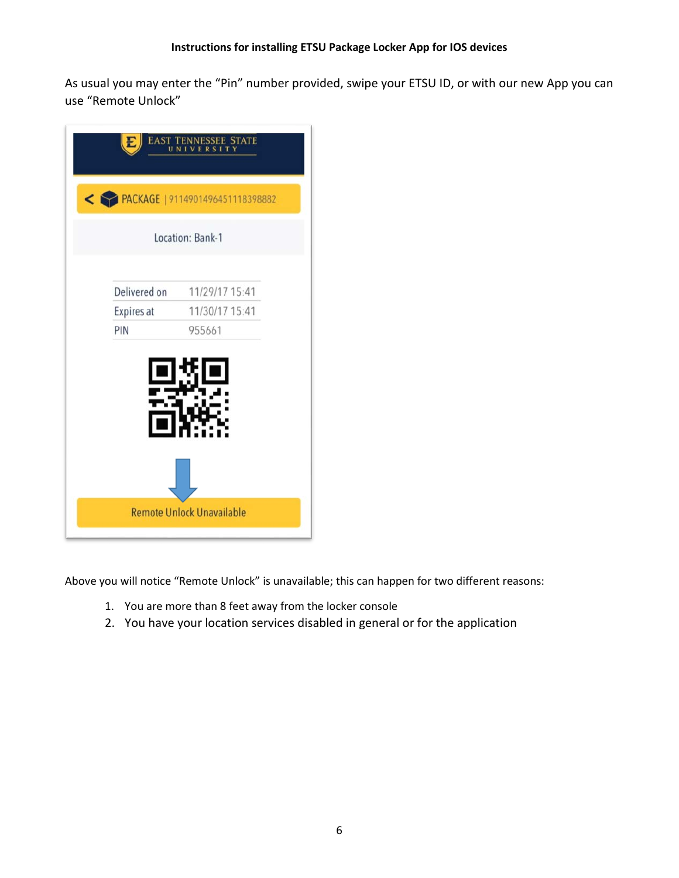**Instructions for installing ETSU Package Locker App for IOS devices**

As usual you may enter the "Pin" number provided, swipe your ETSU ID, or with our new App you can use "Remote Unlock"

Above you will notice "Remote Unlock" is unavailable; this can happen for two different reasons:

1. You are more than 8 feet away from the locker console
2. You have your location services disabled in general or for the application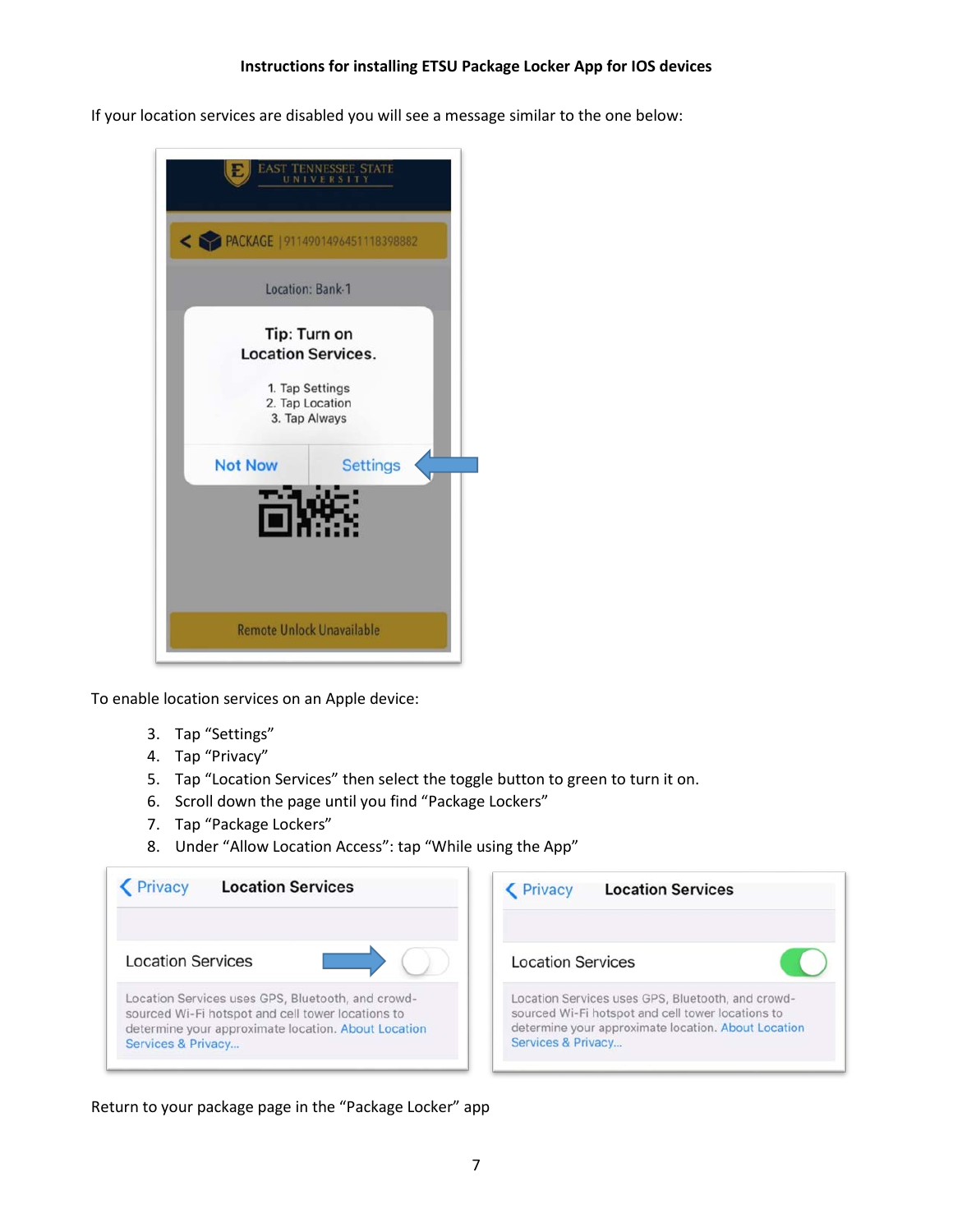**Instructions for installing ETSU Package Locker App for IOS devices**

If your location services are disabled you will see a message similar to the one below:

To enable location services on an Apple device:

3. Tap "Settings"
4. Tap "Privacy"
5. Tap "Location Services" then select the toggle button to green to turn it on.
6. Scroll down the page until you find "Package Lockers"
7. Tap "Package Lockers"
8. Under "Allow Location Access": tap "While using the App"

Return to your package page in the "Package Locker" app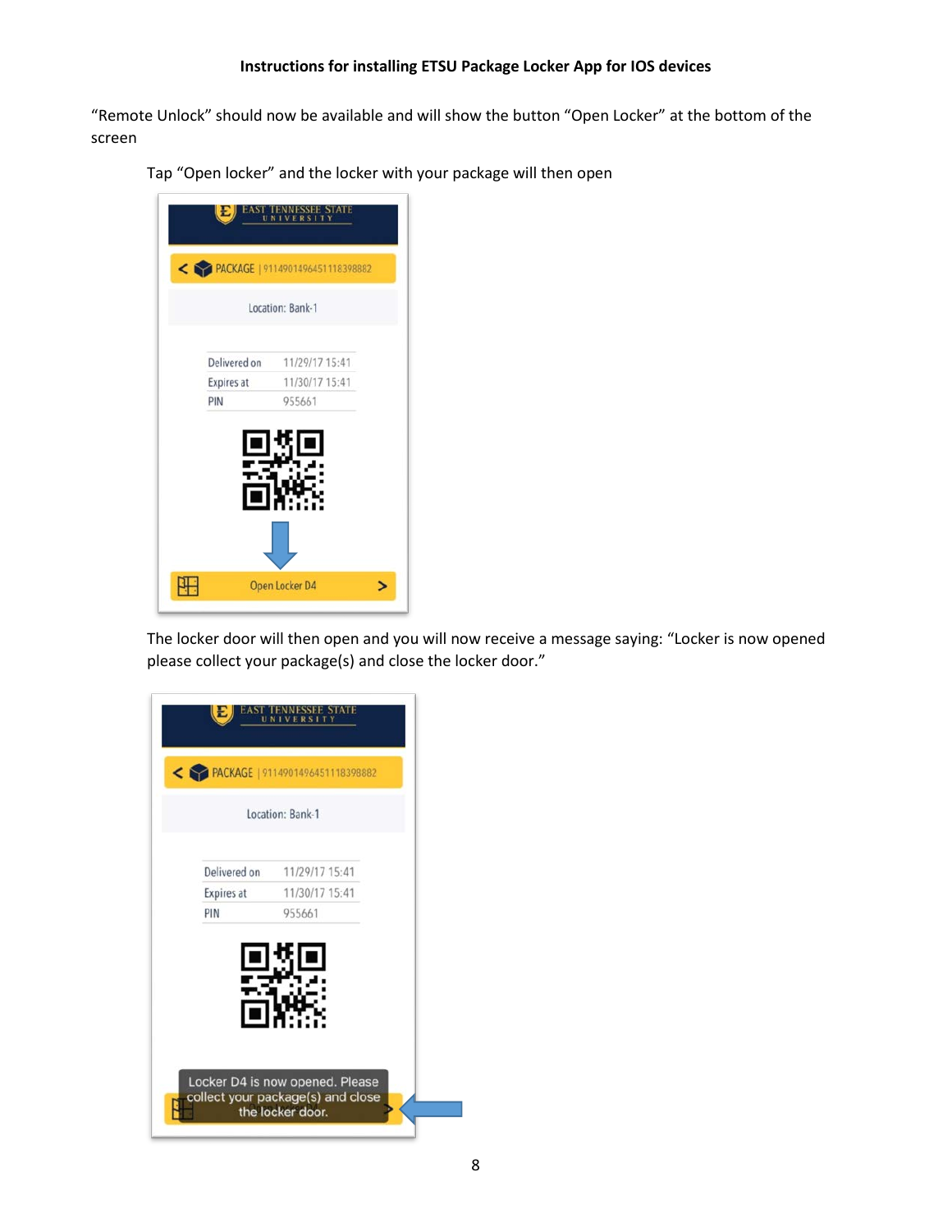“Remote Unlock” should now be available and will show the button “Open Locker” at the bottom of the screen

Tap “Open locker” and the locker with your package will then open

The locker door will then open and you will now receive a message saying: “Locker is now opened please collect your package(s) and close the locker door.”